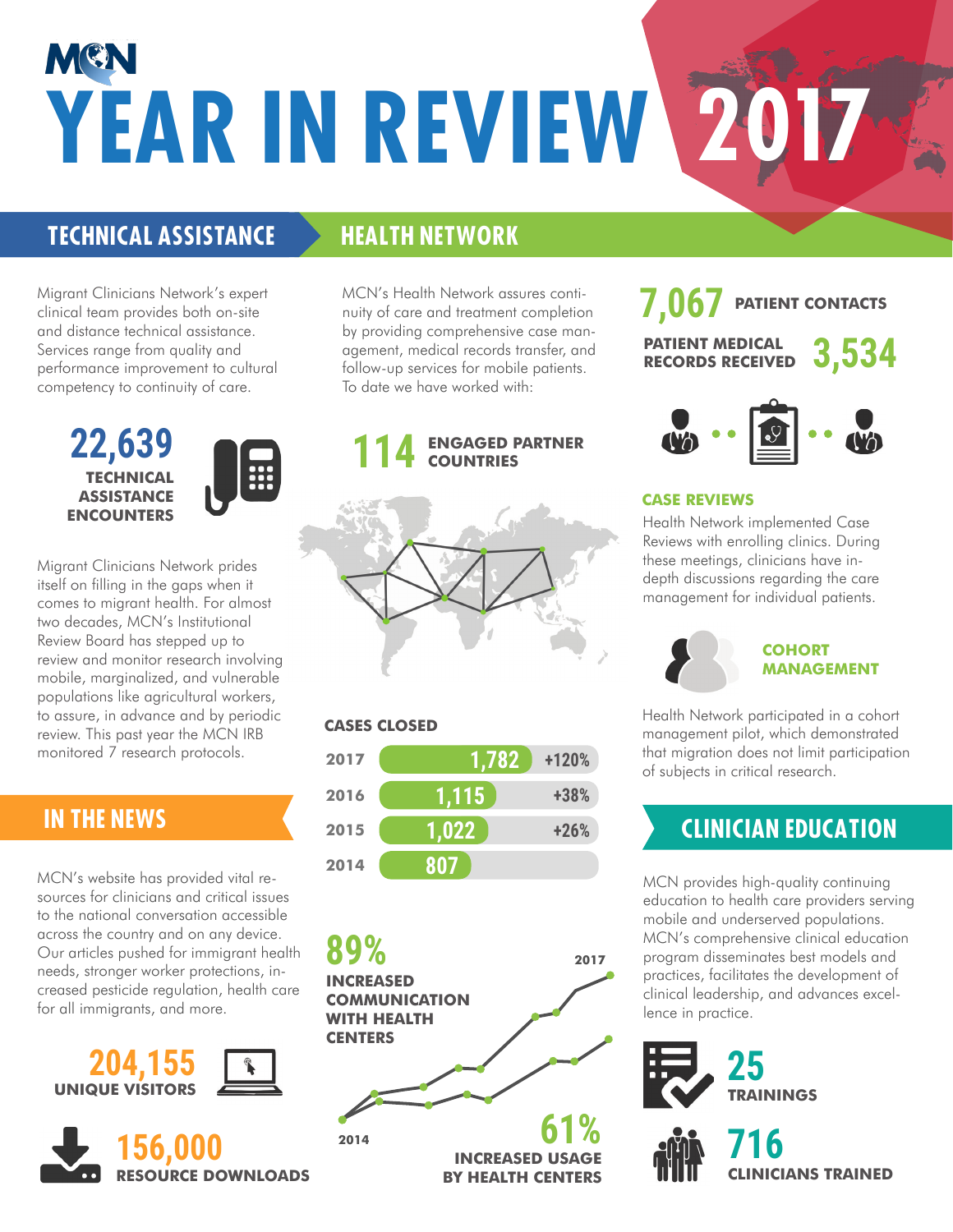MCN

# YEAR IN REVIEW 2017

## TECHNICAL ASSISTANCE

Migrant Clinicians Network's expert clinical team provides both on-site and distance technical assistance. Services range from quality and performance improvement to cultural competency to continuity of care.

**22,639**
**TECHNICAL ASSISTANCE ENCOUNTERS**

Migrant Clinicians Network prides itself on filling in the gaps when it comes to migrant health. For almost two decades, MCN's Institutional Review Board has stepped up to review and monitor research involving mobile, marginalized, and vulnerable populations like agricultural workers, to assure, in advance and by periodic review. This past year the MCN IRB monitored 7 research protocols.

## IN THE NEWS

MCN's website has provided vital resources for clinicians and critical issues to the national conversation accessible across the country and on any device. Our articles pushed for immigrant health needs, stronger worker protections, increased pesticide regulation, health care for all immigrants, and more.

**204,155**
**UNIQUE VISITORS**

**156,000**
**RESOURCE DOWNLOADS**

## HEALTH NETWORK

MCN's Health Network assures continuity of care and treatment completion by providing comprehensive case management, medical records transfer, and follow-up services for mobile patients. To date we have worked with:

**114** **ENGAGED PARTNER COUNTRIES**

**CASES CLOSED**

| Year | Cases Closed | Change |
|---|---|---|
| 2017 | 1,782 | +120% |
| 2016 | 1,115 | +38% |
| 2015 | 1,022 | +26% |
| 2014 | 807 | |

**89%** **INCREASED COMMUNICATION WITH HEALTH CENTERS**

**61%** **INCREASED USAGE BY HEALTH CENTERS**

2014 – 2017

**7,067** **PATIENT CONTACTS**

**PATIENT MEDICAL RECORDS RECEIVED** **3,534**

### CASE REVIEWS

Health Network implemented Case Reviews with enrolling clinics. During these meetings, clinicians have in-depth discussions regarding the care management for individual patients.

### COHORT MANAGEMENT

Health Network participated in a cohort management pilot, which demonstrated that migration does not limit participation of subjects in critical research.

## CLINICIAN EDUCATION

MCN provides high-quality continuing education to health care providers serving mobile and underserved populations. MCN's comprehensive clinical education program disseminates best models and practices, facilitates the development of clinical leadership, and advances excellence in practice.

**25**
**TRAININGS**

**716**
**CLINICIANS TRAINED**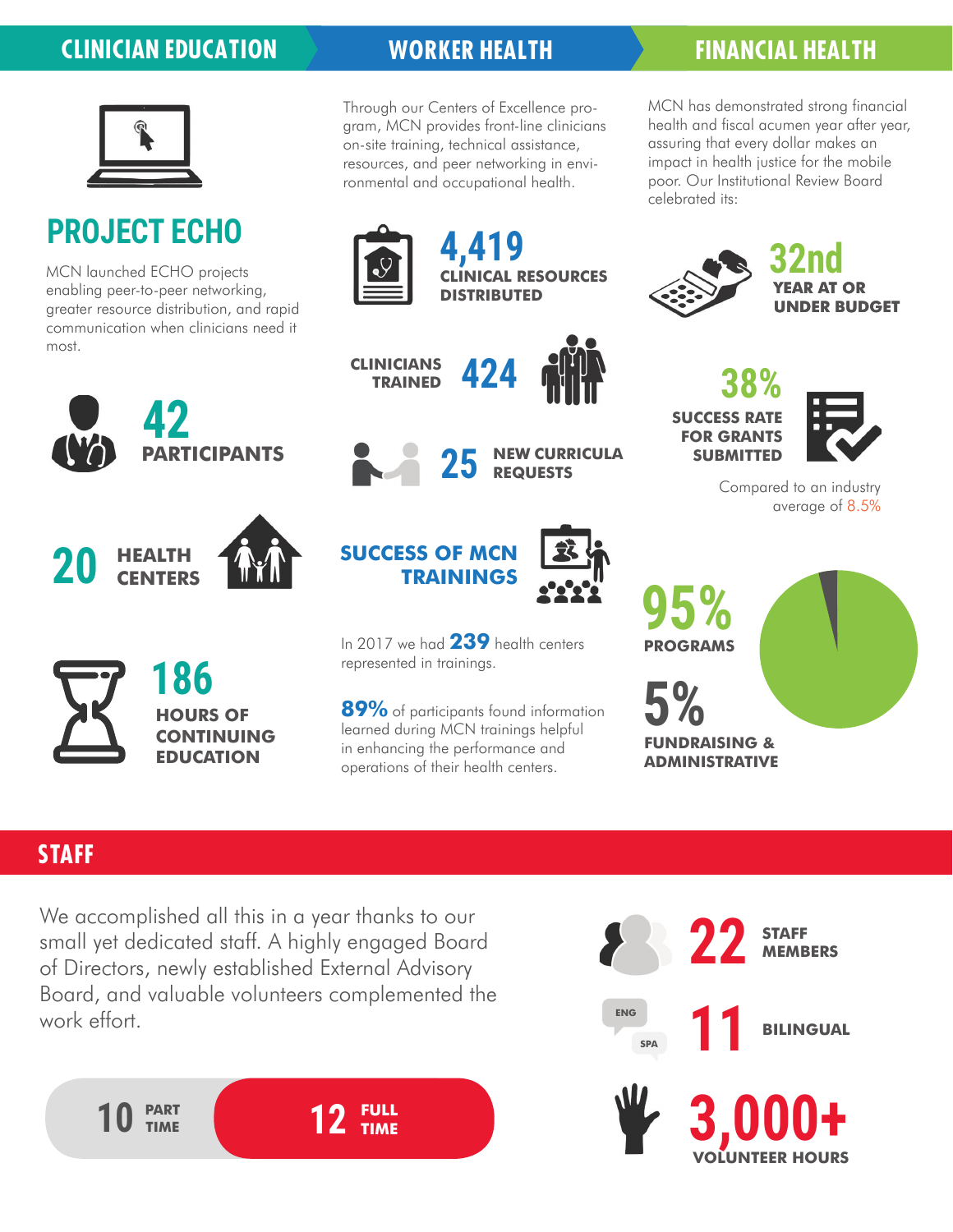## CLINICIAN EDUCATION

### PROJECT ECHO

MCN launched ECHO projects enabling peer-to-peer networking, greater resource distribution, and rapid communication when clinicians need it most.

**42** PARTICIPANTS

**20** HEALTH CENTERS

**186** HOURS OF CONTINUING EDUCATION

## WORKER HEALTH

Through our Centers of Excellence program, MCN provides front-line clinicians on-site training, technical assistance, resources, and peer networking in environmental and occupational health.

**4,419** CLINICAL RESOURCES DISTRIBUTED

CLINICIANS TRAINED **424**

**25** NEW CURRICULA REQUESTS

### SUCCESS OF MCN TRAININGS

In 2017 we had **239** health centers represented in trainings.

**89%** of participants found information learned during MCN trainings helpful in enhancing the performance and operations of their health centers.

## FINANCIAL HEALTH

MCN has demonstrated strong financial health and fiscal acumen year after year, assuring that every dollar makes an impact in health justice for the mobile poor. Our Institutional Review Board celebrated its:

**32nd** YEAR AT OR UNDER BUDGET

**38%** SUCCESS RATE FOR GRANTS SUBMITTED

Compared to an industry average of 8.5%

95% PROGRAMS

5% FUNDRAISING & ADMINISTRATIVE

## STAFF

We accomplished all this in a year thanks to our small yet dedicated staff. A highly engaged Board of Directors, newly established External Advisory Board, and valuable volunteers complemented the work effort.

**10** PART TIME

**12** FULL TIME

**22** STAFF MEMBERS

**11** BILINGUAL

**3,000+** VOLUNTEER HOURS